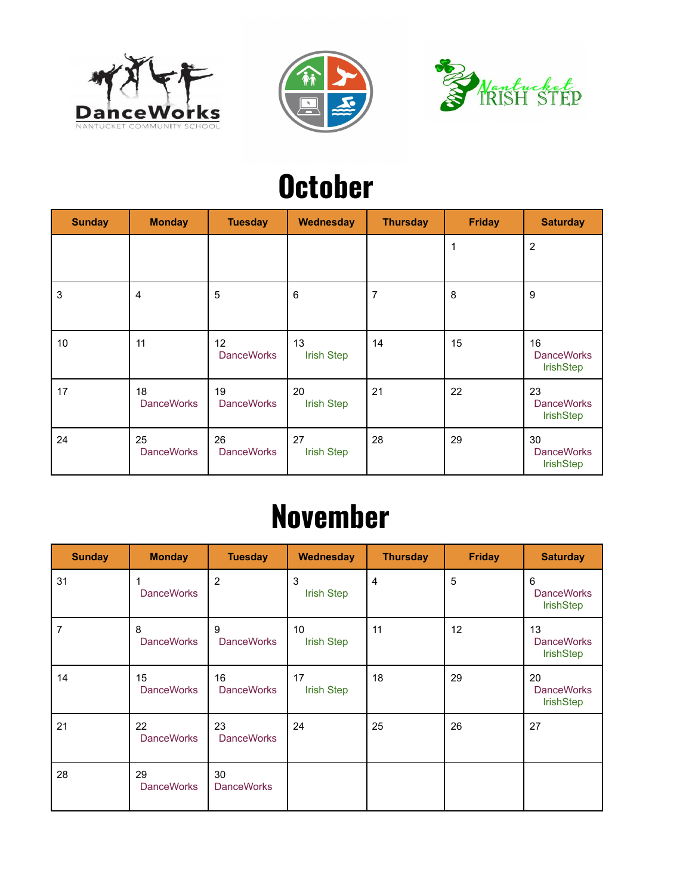# October

| Sunday | Monday | Tuesday | Wednesday | Thursday | Friday | Saturday |
|---|---|---|---|---|---|---|
| | | | | | 1 | 2 |
| 3 | 4 | 5 | 6 | 7 | 8 | 9 |
| 10 | 11 | 12 DanceWorks | 13 Irish Step | 14 | 15 | 16 DanceWorks IrishStep |
| 17 | 18 DanceWorks | 19 DanceWorks | 20 Irish Step | 21 | 22 | 23 DanceWorks IrishStep |
| 24 | 25 DanceWorks | 26 DanceWorks | 27 Irish Step | 28 | 29 | 30 DanceWorks IrishStep |

# November

| Sunday | Monday | Tuesday | Wednesday | Thursday | Friday | Saturday |
|---|---|---|---|---|---|---|
| 31 | 1 DanceWorks | 2 | 3 Irish Step | 4 | 5 | 6 DanceWorks IrishStep |
| 7 | 8 DanceWorks | 9 DanceWorks | 10 Irish Step | 11 | 12 | 13 DanceWorks IrishStep |
| 14 | 15 DanceWorks | 16 DanceWorks | 17 Irish Step | 18 | 29 | 20 DanceWorks IrishStep |
| 21 | 22 DanceWorks | 23 DanceWorks | 24 | 25 | 26 | 27 |
| 28 | 29 DanceWorks | 30 DanceWorks | | | | |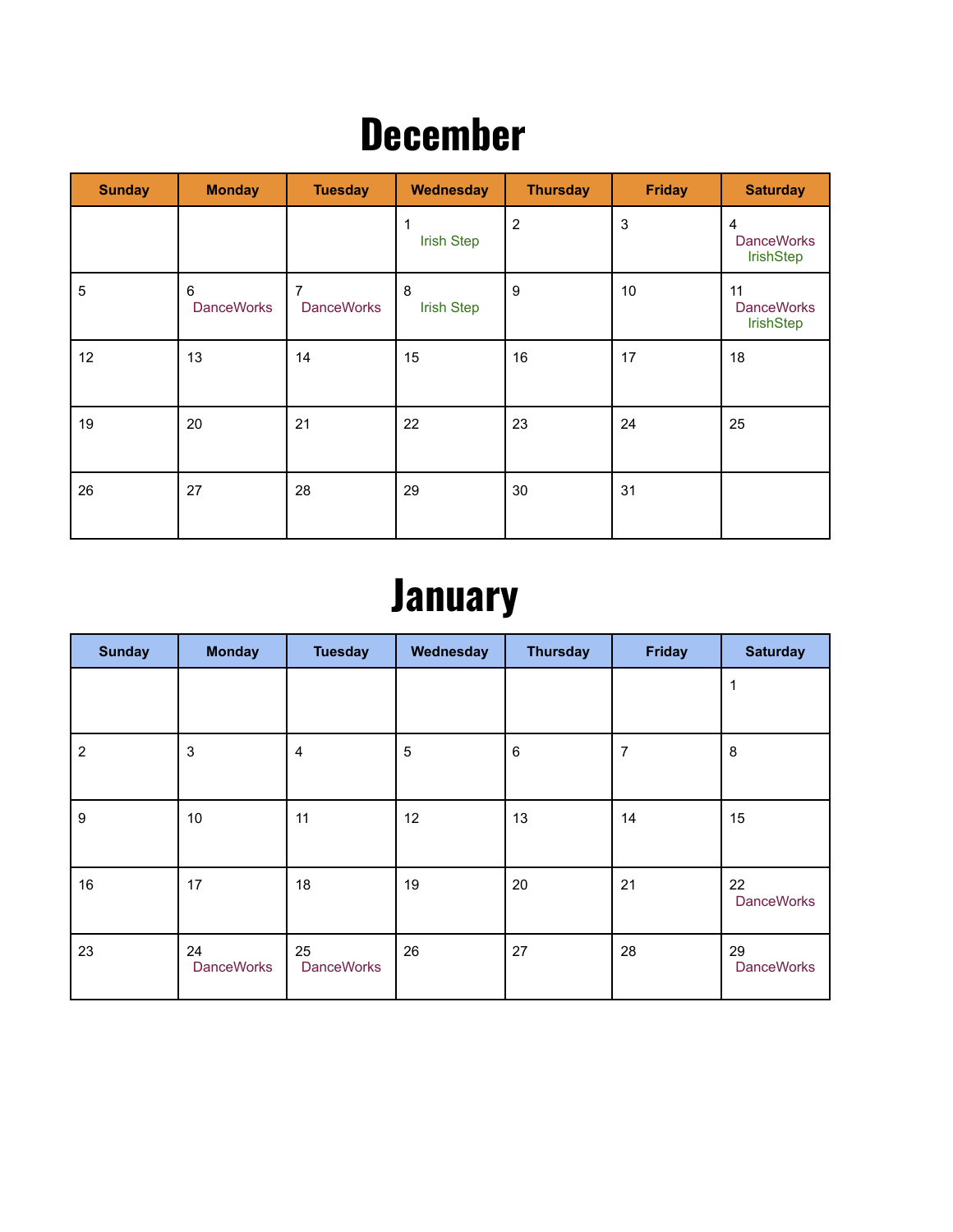# December

| Sunday | Monday | Tuesday | Wednesday | Thursday | Friday | Saturday |
|---|---|---|---|---|---|---|
| | | | 1<br>Irish Step | 2 | 3 | 4<br>DanceWorks<br>IrishStep |
| 5 | 6<br>DanceWorks | 7<br>DanceWorks | 8<br>Irish Step | 9 | 10 | 11<br>DanceWorks<br>IrishStep |
| 12 | 13 | 14 | 15 | 16 | 17 | 18 |
| 19 | 20 | 21 | 22 | 23 | 24 | 25 |
| 26 | 27 | 28 | 29 | 30 | 31 | |

# January

| Sunday | Monday | Tuesday | Wednesday | Thursday | Friday | Saturday |
|---|---|---|---|---|---|---|
| | | | | | | 1 |
| 2 | 3 | 4 | 5 | 6 | 7 | 8 |
| 9 | 10 | 11 | 12 | 13 | 14 | 15 |
| 16 | 17 | 18 | 19 | 20 | 21 | 22<br>DanceWorks |
| 23 | 24<br>DanceWorks | 25<br>DanceWorks | 26 | 27 | 28 | 29<br>DanceWorks |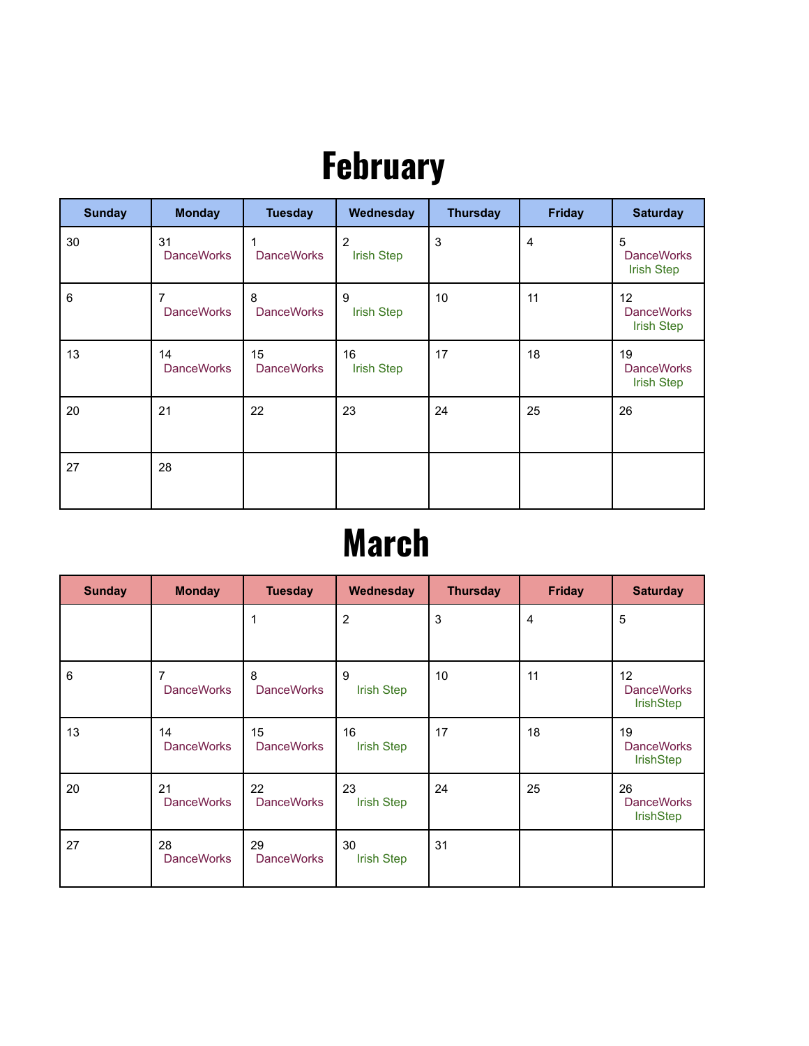# February

| Sunday | Monday | Tuesday | Wednesday | Thursday | Friday | Saturday |
|---|---|---|---|---|---|---|
| 30 | 31 DanceWorks | 1 DanceWorks | 2 Irish Step | 3 | 4 | 5 DanceWorks Irish Step |
| 6 | 7 DanceWorks | 8 DanceWorks | 9 Irish Step | 10 | 11 | 12 DanceWorks Irish Step |
| 13 | 14 DanceWorks | 15 DanceWorks | 16 Irish Step | 17 | 18 | 19 DanceWorks Irish Step |
| 20 | 21 | 22 | 23 | 24 | 25 | 26 |
| 27 | 28 | | | | | |

# March

| Sunday | Monday | Tuesday | Wednesday | Thursday | Friday | Saturday |
|---|---|---|---|---|---|---|
| | | 1 | 2 | 3 | 4 | 5 |
| 6 | 7 DanceWorks | 8 DanceWorks | 9 Irish Step | 10 | 11 | 12 DanceWorks IrishStep |
| 13 | 14 DanceWorks | 15 DanceWorks | 16 Irish Step | 17 | 18 | 19 DanceWorks IrishStep |
| 20 | 21 DanceWorks | 22 DanceWorks | 23 Irish Step | 24 | 25 | 26 DanceWorks IrishStep |
| 27 | 28 DanceWorks | 29 DanceWorks | 30 Irish Step | 31 | | |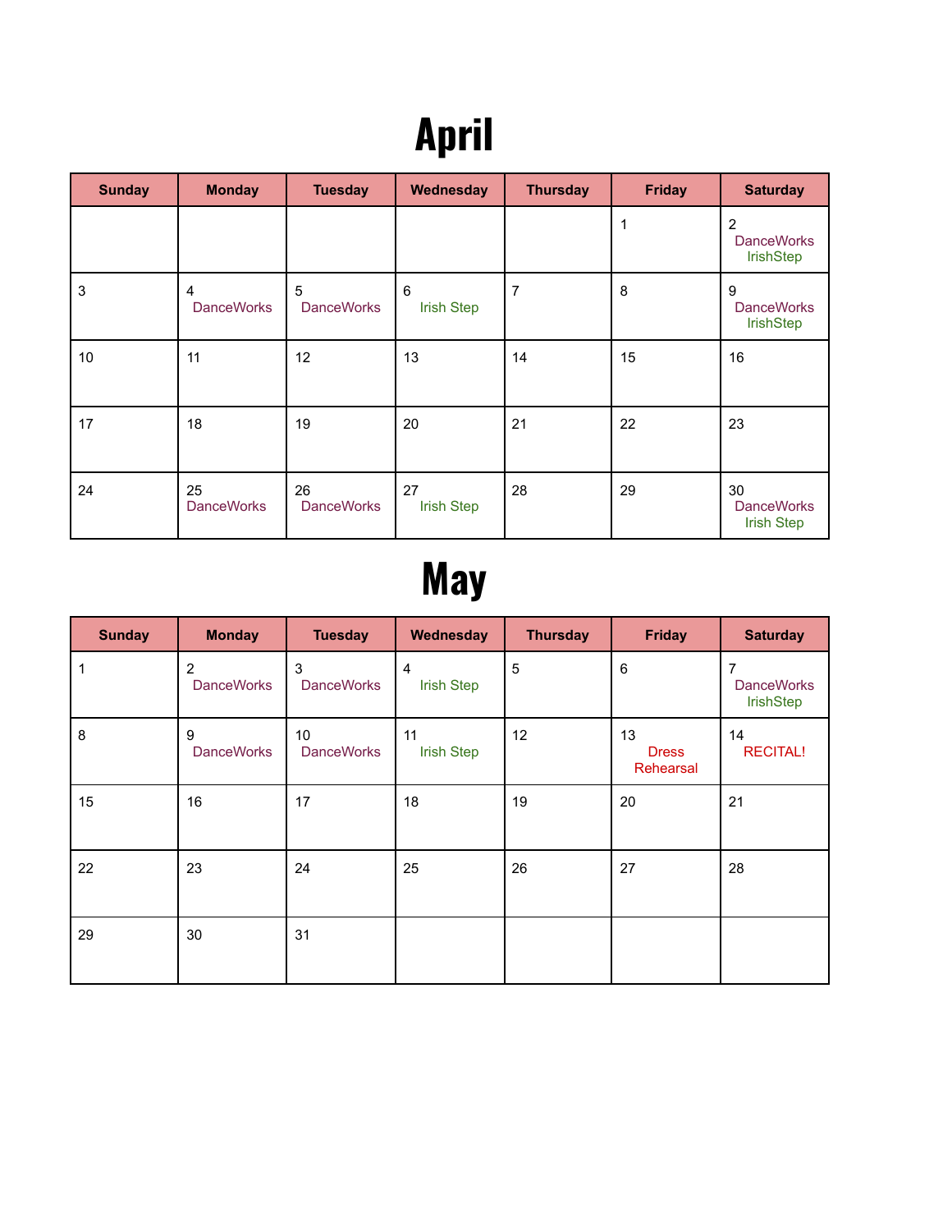# April

| Sunday | Monday | Tuesday | Wednesday | Thursday | Friday | Saturday |
|---|---|---|---|---|---|---|
| | | | | | 1 | 2 DanceWorks IrishStep |
| 3 | 4 DanceWorks | 5 DanceWorks | 6 Irish Step | 7 | 8 | 9 DanceWorks IrishStep |
| 10 | 11 | 12 | 13 | 14 | 15 | 16 |
| 17 | 18 | 19 | 20 | 21 | 22 | 23 |
| 24 | 25 DanceWorks | 26 DanceWorks | 27 Irish Step | 28 | 29 | 30 DanceWorks Irish Step |

# May

| Sunday | Monday | Tuesday | Wednesday | Thursday | Friday | Saturday |
|---|---|---|---|---|---|---|
| 1 | 2 DanceWorks | 3 DanceWorks | 4 Irish Step | 5 | 6 | 7 DanceWorks IrishStep |
| 8 | 9 DanceWorks | 10 DanceWorks | 11 Irish Step | 12 | 13 Dress Rehearsal | 14 RECITAL! |
| 15 | 16 | 17 | 18 | 19 | 20 | 21 |
| 22 | 23 | 24 | 25 | 26 | 27 | 28 |
| 29 | 30 | 31 | | | | |